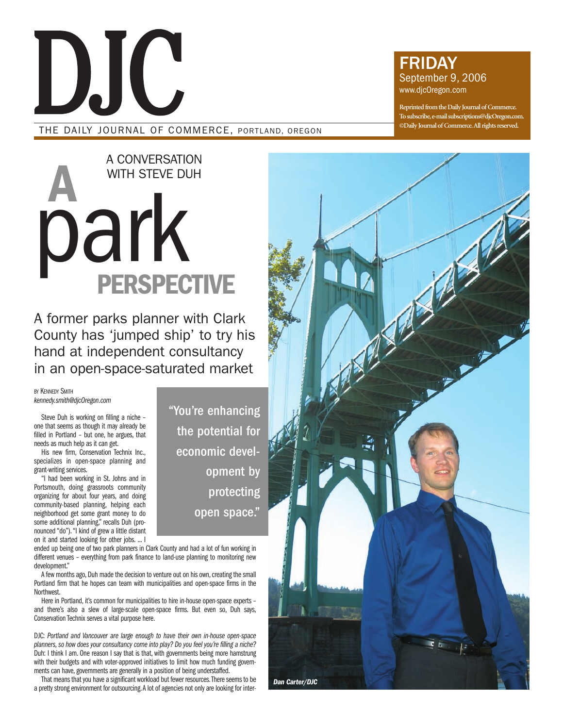# DJC

THE DAILY JOURNAL OF COMMERCE, PORTLAND, OREGON

**FRIDAY**
September 9, 2006
www.djcOregon.com

Reprinted from the Daily Journal of Commerce. To subscribe, e-mail subscriptions@djcOregon.com. ©Daily Journal of Commerce. All rights reserved.

A CONVERSATION WITH STEVE DUH

# A park PERSPECTIVE

## A former parks planner with Clark County has 'jumped ship' to try his hand at independent consultancy in an open-space-saturated market

BY KENNEDY SMITH
*kennedy.smith@djcOregon.com*

Steve Duh is working on filling a niche – one that seems as though it may already be filled in Portland – but one, he argues, that needs as much help as it can get.

His new firm, Conservation Technix Inc., specializes in open-space planning and grant-writing services.

"I had been working in St. Johns and in Portsmouth, doing grassroots community organizing for about four years, and doing community-based planning, helping each neighborhood get some grant money to do some additional planning," recalls Duh (pronounced "do"). "I kind of grew a little distant on it and started looking for other jobs. ... I ended up being one of two park planners in Clark County and had a lot of fun working in different venues – everything from park finance to land-use planning to monitoring new development."

> "You're enhancing the potential for economic development by protecting open space."

A few months ago, Duh made the decision to venture out on his own, creating the small Portland firm that he hopes can team with municipalities and open-space firms in the Northwest.

Here in Portland, it's common for municipalities to hire in-house open-space experts – and there's also a slew of large-scale open-space firms. But even so, Duh says, Conservation Technix serves a vital purpose here.

DJC: *Portland and Vancouver are large enough to have their own in-house open-space planners, so how does your consultancy come into play? Do you feel you're filling a niche?*

Duh: I think I am. One reason I say that is that, with governments being more hamstrung with their budgets and with voter-approved initiatives to limit how much funding governments can have, governments are generally in a position of being understaffed.

That means that you have a significant workload but fewer resources. There seems to be a pretty strong environment for outsourcing. A lot of agencies not only are looking for inter-

*Dan Carter/DJC*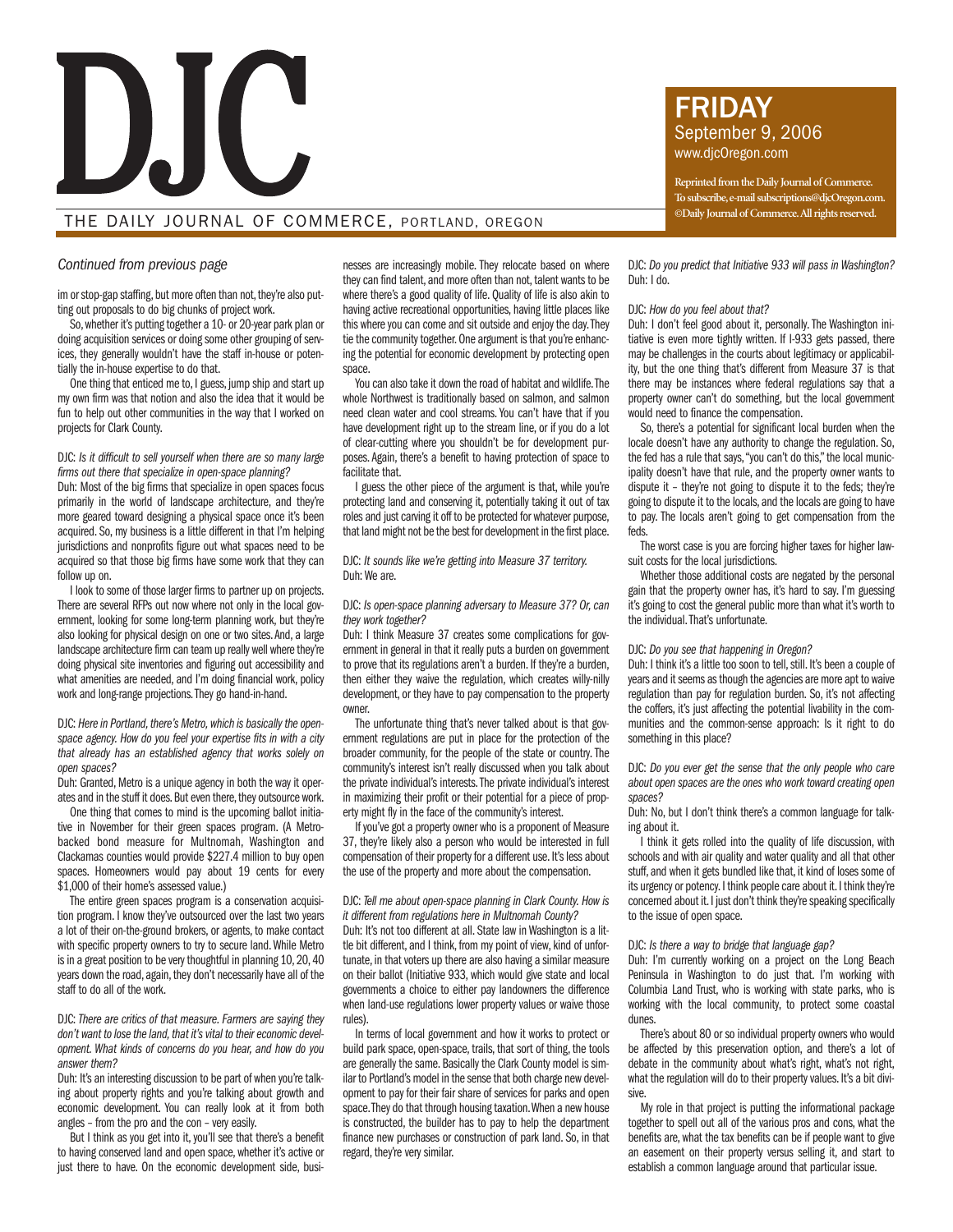*Continued from previous page*

im or stop-gap staffing, but more often than not, they're also putting out proposals to do big chunks of project work.

So, whether it's putting together a 10- or 20-year park plan or doing acquisition services or doing some other grouping of services, they generally wouldn't have the staff in-house or potentially the in-house expertise to do that.

One thing that enticed me to, I guess, jump ship and start up my own firm was that notion and also the idea that it would be fun to help out other communities in the way that I worked on projects for Clark County.

DJC: *Is it difficult to sell yourself when there are so many large firms out there that specialize in open-space planning?*

Duh: Most of the big firms that specialize in open spaces focus primarily in the world of landscape architecture, and they're more geared toward designing a physical space once it's been acquired. So, my business is a little different in that I'm helping jurisdictions and nonprofits figure out what spaces need to be acquired so that those big firms have some work that they can follow up on.

I look to some of those larger firms to partner up on projects. There are several RFPs out now where not only in the local government, looking for some long-term planning work, but they're also looking for physical design on one or two sites. And, a large landscape architecture firm can team up really well where they're doing physical site inventories and figuring out accessibility and what amenities are needed, and I'm doing financial work, policy work and long-range projections. They go hand-in-hand.

DJC: *Here in Portland, there's Metro, which is basically the open-space agency. How do you feel your expertise fits in with a city that already has an established agency that works solely on open spaces?*

Duh: Granted, Metro is a unique agency in both the way it operates and in the stuff it does. But even there, they outsource work.

One thing that comes to mind is the upcoming ballot initiative in November for their green spaces program. (A Metro-backed bond measure for Multnomah, Washington and Clackamas counties would provide $227.4 million to buy open spaces. Homeowners would pay about 19 cents for every $1,000 of their home's assessed value.)

The entire green spaces program is a conservation acquisition program. I know they've outsourced over the last two years a lot of their on-the-ground brokers, or agents, to make contact with specific property owners to try to secure land. While Metro is in a great position to be very thoughtful in planning 10, 20, 40 years down the road, again, they don't necessarily have all of the staff to do all of the work.

DJC: *There are critics of that measure. Farmers are saying they don't want to lose the land, that it's vital to their economic development. What kinds of concerns do you hear, and how do you answer them?*

Duh: It's an interesting discussion to be part of when you're talking about property rights and you're talking about growth and economic development. You can really look at it from both angles – from the pro and the con – very easily.

But I think as you get into it, you'll see that there's a benefit to having conserved land and open space, whether it's active or just there to have. On the economic development side, businesses are increasingly mobile. They relocate based on where they can find talent, and more often than not, talent wants to be where there's a good quality of life. Quality of life is also akin to having active recreational opportunities, having little places like this where you can come and sit outside and enjoy the day. They tie the community together. One argument is that you're enhancing the potential for economic development by protecting open space.

You can also take it down the road of habitat and wildlife. The whole Northwest is traditionally based on salmon, and salmon need clean water and cool streams. You can't have that if you have development right up to the stream line, or if you do a lot of clear-cutting where you shouldn't be for development purposes. Again, there's a benefit to having protection of space to facilitate that.

I guess the other piece of the argument is that, while you're protecting land and conserving it, potentially taking it out of tax roles and just carving it off to be protected for whatever purpose, that land might not be the best for development in the first place.

DJC: *It sounds like we're getting into Measure 37 territory.*

Duh: We are.

DJC: *Is open-space planning adversary to Measure 37? Or, can they work together?*

Duh: I think Measure 37 creates some complications for government in general in that it really puts a burden on government to prove that its regulations aren't a burden. If they're a burden, then either they waive the regulation, which creates willy-nilly development, or they have to pay compensation to the property owner.

The unfortunate thing that's never talked about is that government regulations are put in place for the protection of the broader community, for the people of the state or country. The community's interest isn't really discussed when you talk about the private individual's interests. The private individual's interest in maximizing their profit or their potential for a piece of property might fly in the face of the community's interest.

If you've got a property owner who is a proponent of Measure 37, they're likely also a person who would be interested in full compensation of their property for a different use. It's less about the use of the property and more about the compensation.

DJC: *Tell me about open-space planning in Clark County. How is it different from regulations here in Multnomah County?*

Duh: It's not too different at all. State law in Washington is a little bit different, and I think, from my point of view, kind of unfortunate, in that voters up there are also having a similar measure on their ballot (Initiative 933, which would give state and local governments a choice to either pay landowners the difference when land-use regulations lower property values or waive those rules).

In terms of local government and how it works to protect or build park space, open-space, trails, that sort of thing, the tools are generally the same. Basically the Clark County model is similar to Portland's model in the sense that both charge new development to pay for their fair share of services for parks and open space. They do that through housing taxation. When a new house is constructed, the builder has to pay to help the department finance new purchases or construction of park land. So, in that regard, they're very similar.

DJC: *Do you predict that Initiative 933 will pass in Washington?*

Duh: I do.

DJC: *How do you feel about that?*

Duh: I don't feel good about it, personally. The Washington initiative is even more tightly written. If I-933 gets passed, there may be challenges in the courts about legitimacy or applicability, but the one thing that's different from Measure 37 is that there may be instances where federal regulations say that a property owner can't do something, but the local government would need to finance the compensation.

So, there's a potential for significant local burden when the locale doesn't have any authority to change the regulation. So, the fed has a rule that says, "you can't do this," the local municipality doesn't have that rule, and the property owner wants to dispute it – they're not going to dispute it to the feds; they're going to dispute it to the locals, and the locals are going to have to pay. The locals aren't going to get compensation from the feds.

The worst case is you are forcing higher taxes for higher lawsuit costs for the local jurisdictions.

Whether those additional costs are negated by the personal gain that the property owner has, it's hard to say. I'm guessing it's going to cost the general public more than what it's worth to the individual. That's unfortunate.

DJC: *Do you see that happening in Oregon?*

Duh: I think it's a little too soon to tell, still. It's been a couple of years and it seems as though the agencies are more apt to waive regulation than pay for regulation burden. So, it's not affecting the coffers, it's just affecting the potential livability in the communities and the common-sense approach: Is it right to do something in this place?

DJC: *Do you ever get the sense that the only people who care about open spaces are the ones who work toward creating open spaces?*

Duh: No, but I don't think there's a common language for talking about it.

I think it gets rolled into the quality of life discussion, with schools and with air quality and water quality and all that other stuff, and when it gets bundled like that, it kind of loses some of its urgency or potency. I think people care about it. I think they're concerned about it. I just don't think they're speaking specifically to the issue of open space.

DJC: *Is there a way to bridge that language gap?*

Duh: I'm currently working on a project on the Long Beach Peninsula in Washington to do just that. I'm working with Columbia Land Trust, who is working with state parks, who is working with the local community, to protect some coastal dunes.

There's about 80 or so individual property owners who would be affected by this preservation option, and there's a lot of debate in the community about what's right, what's not right, what the regulation will do to their property values. It's a bit divisive.

My role in that project is putting the informational package together to spell out all of the various pros and cons, what the benefits are, what the tax benefits can be if people want to give an easement on their property versus selling it, and start to establish a common language around that particular issue.